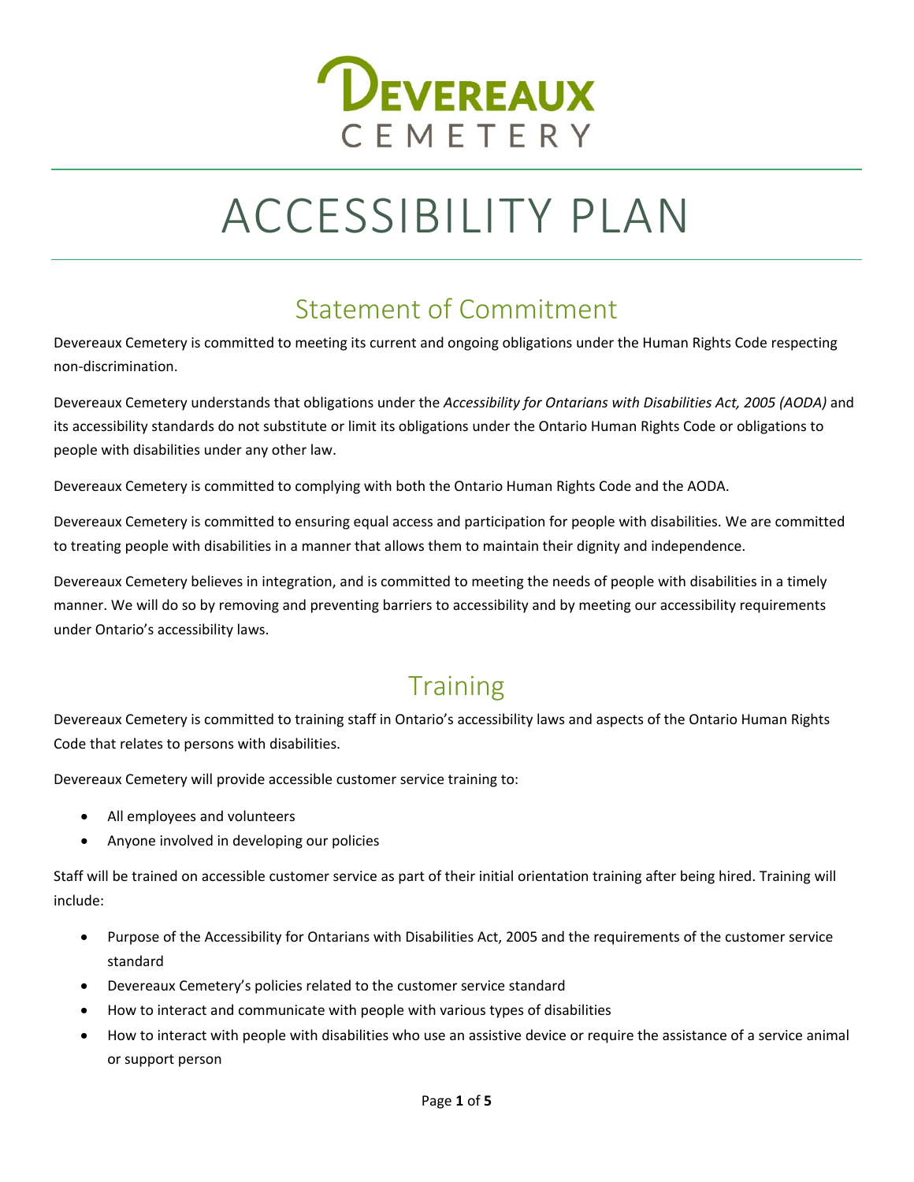DEVEREAUX CEMETERY

# ACCESSIBILITY PLAN

## Statement of Commitment

Devereaux Cemetery is committed to meeting its current and ongoing obligations under the Human Rights Code respecting non-discrimination.

Devereaux Cemetery understands that obligations under the *Accessibility for Ontarians with Disabilities Act, 2005 (AODA)* and its accessibility standards do not substitute or limit its obligations under the Ontario Human Rights Code or obligations to people with disabilities under any other law.

Devereaux Cemetery is committed to complying with both the Ontario Human Rights Code and the AODA.

Devereaux Cemetery is committed to ensuring equal access and participation for people with disabilities. We are committed to treating people with disabilities in a manner that allows them to maintain their dignity and independence.

Devereaux Cemetery believes in integration, and is committed to meeting the needs of people with disabilities in a timely manner. We will do so by removing and preventing barriers to accessibility and by meeting our accessibility requirements under Ontario's accessibility laws.

## Training

Devereaux Cemetery is committed to training staff in Ontario's accessibility laws and aspects of the Ontario Human Rights Code that relates to persons with disabilities.

Devereaux Cemetery will provide accessible customer service training to:

- All employees and volunteers
- Anyone involved in developing our policies

Staff will be trained on accessible customer service as part of their initial orientation training after being hired. Training will include:

- Purpose of the Accessibility for Ontarians with Disabilities Act, 2005 and the requirements of the customer service standard
- Devereaux Cemetery's policies related to the customer service standard
- How to interact and communicate with people with various types of disabilities
- How to interact with people with disabilities who use an assistive device or require the assistance of a service animal or support person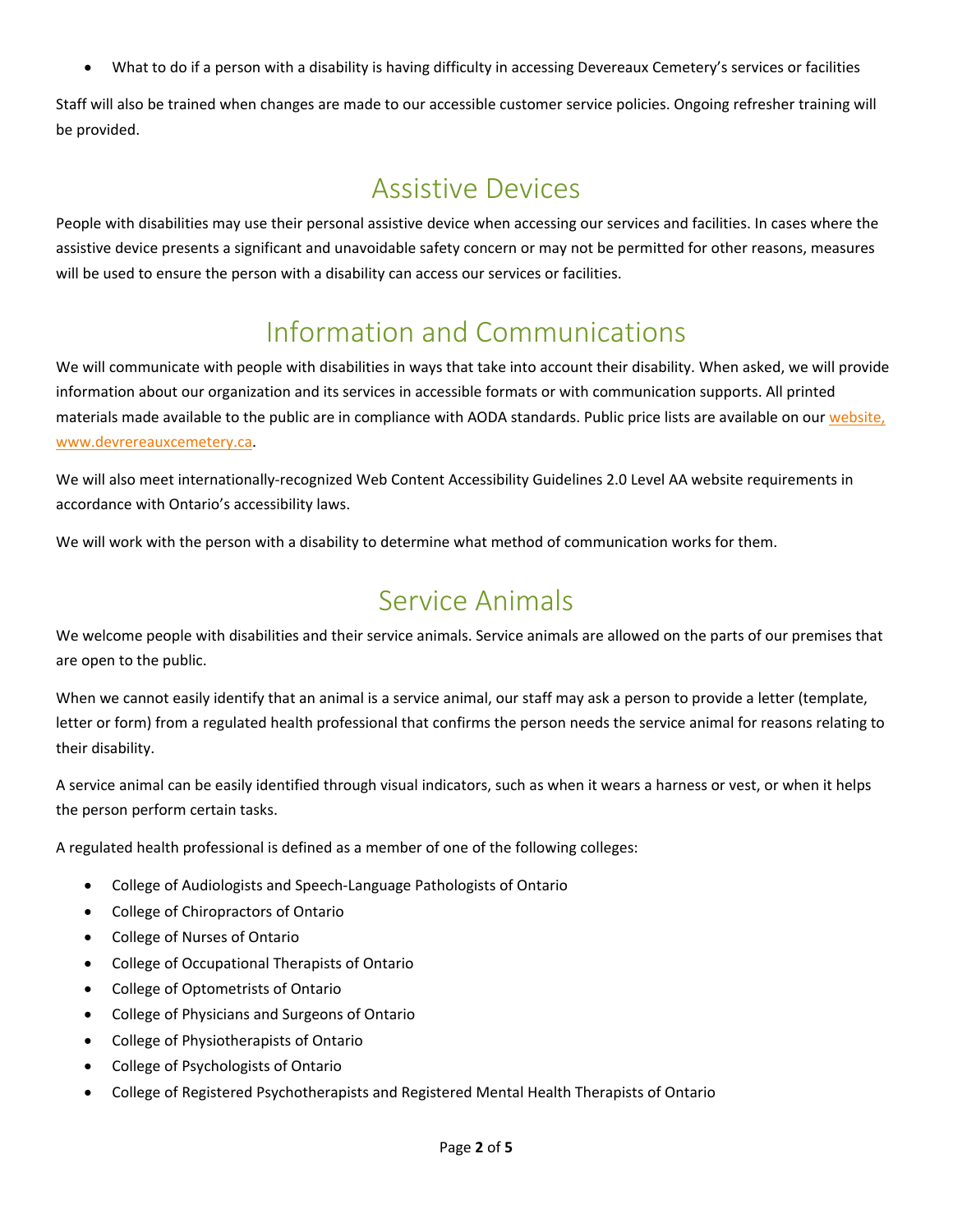- What to do if a person with a disability is having difficulty in accessing Devereaux Cemetery's services or facilities

Staff will also be trained when changes are made to our accessible customer service policies. Ongoing refresher training will be provided.

## Assistive Devices

People with disabilities may use their personal assistive device when accessing our services and facilities. In cases where the assistive device presents a significant and unavoidable safety concern or may not be permitted for other reasons, measures will be used to ensure the person with a disability can access our services or facilities.

## Information and Communications

We will communicate with people with disabilities in ways that take into account their disability. When asked, we will provide information about our organization and its services in accessible formats or with communication supports. All printed materials made available to the public are in compliance with AODA standards. Public price lists are available on our website, www.devrereauxcemetery.ca.

We will also meet internationally-recognized Web Content Accessibility Guidelines 2.0 Level AA website requirements in accordance with Ontario's accessibility laws.

We will work with the person with a disability to determine what method of communication works for them.

## Service Animals

We welcome people with disabilities and their service animals. Service animals are allowed on the parts of our premises that are open to the public.

When we cannot easily identify that an animal is a service animal, our staff may ask a person to provide a letter (template, letter or form) from a regulated health professional that confirms the person needs the service animal for reasons relating to their disability.

A service animal can be easily identified through visual indicators, such as when it wears a harness or vest, or when it helps the person perform certain tasks.

A regulated health professional is defined as a member of one of the following colleges:

- College of Audiologists and Speech-Language Pathologists of Ontario
- College of Chiropractors of Ontario
- College of Nurses of Ontario
- College of Occupational Therapists of Ontario
- College of Optometrists of Ontario
- College of Physicians and Surgeons of Ontario
- College of Physiotherapists of Ontario
- College of Psychologists of Ontario
- College of Registered Psychotherapists and Registered Mental Health Therapists of Ontario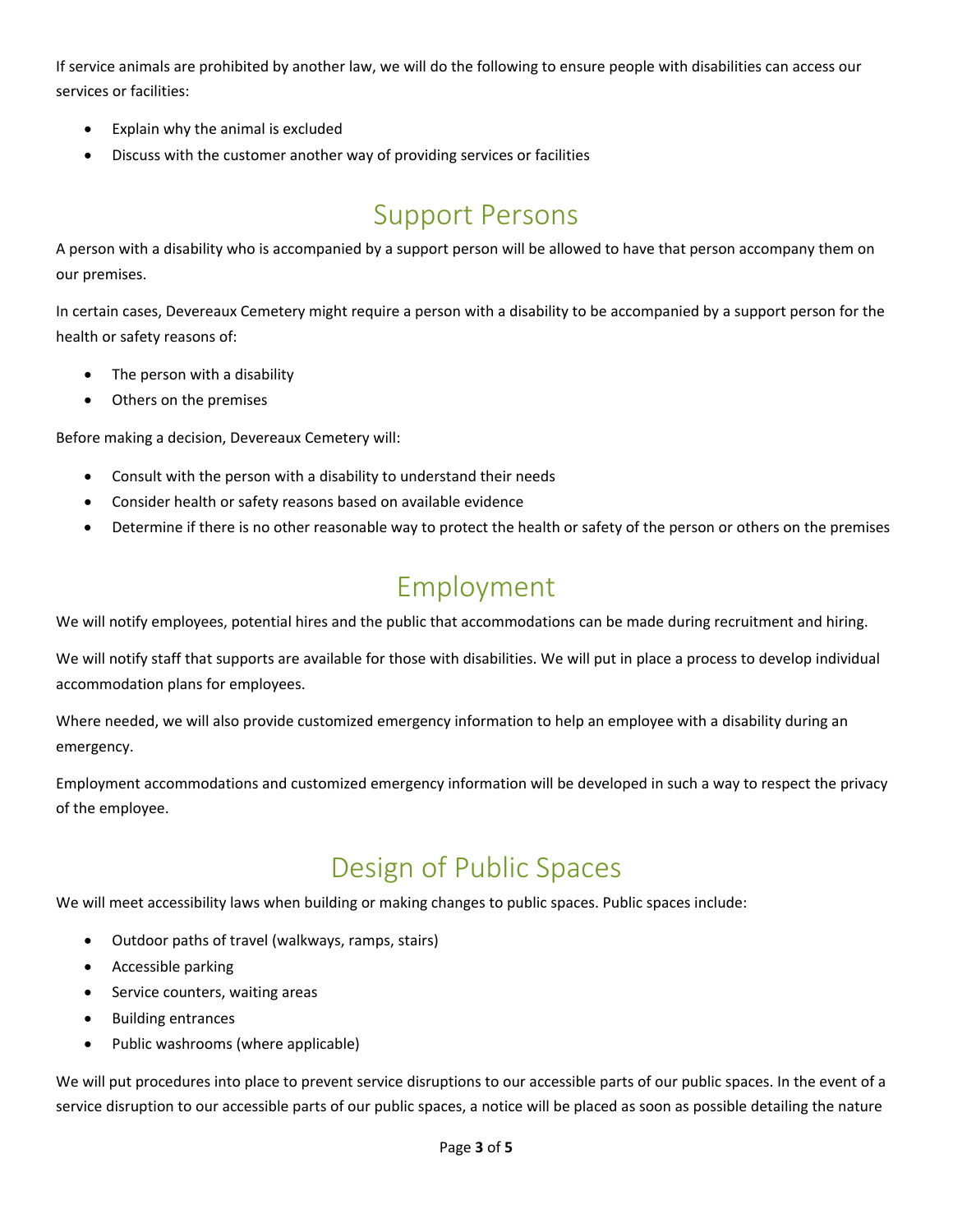If service animals are prohibited by another law, we will do the following to ensure people with disabilities can access our services or facilities:

- Explain why the animal is excluded
- Discuss with the customer another way of providing services or facilities

## Support Persons

A person with a disability who is accompanied by a support person will be allowed to have that person accompany them on our premises.

In certain cases, Devereaux Cemetery might require a person with a disability to be accompanied by a support person for the health or safety reasons of:

- The person with a disability
- Others on the premises

Before making a decision, Devereaux Cemetery will:

- Consult with the person with a disability to understand their needs
- Consider health or safety reasons based on available evidence
- Determine if there is no other reasonable way to protect the health or safety of the person or others on the premises

## Employment

We will notify employees, potential hires and the public that accommodations can be made during recruitment and hiring.

We will notify staff that supports are available for those with disabilities. We will put in place a process to develop individual accommodation plans for employees.

Where needed, we will also provide customized emergency information to help an employee with a disability during an emergency.

Employment accommodations and customized emergency information will be developed in such a way to respect the privacy of the employee.

## Design of Public Spaces

We will meet accessibility laws when building or making changes to public spaces. Public spaces include:

- Outdoor paths of travel (walkways, ramps, stairs)
- Accessible parking
- Service counters, waiting areas
- Building entrances
- Public washrooms (where applicable)

We will put procedures into place to prevent service disruptions to our accessible parts of our public spaces. In the event of a service disruption to our accessible parts of our public spaces, a notice will be placed as soon as possible detailing the nature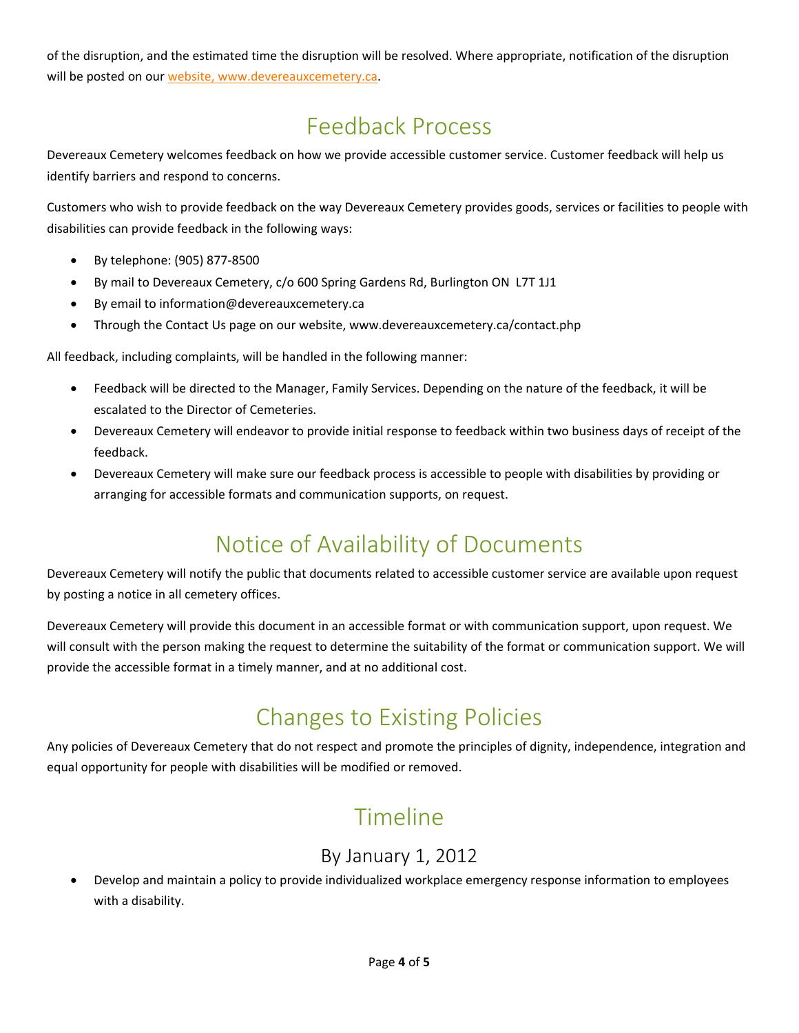of the disruption, and the estimated time the disruption will be resolved. Where appropriate, notification of the disruption will be posted on our [website, www.devereauxcemetery.ca](http://www.devereauxcemetery.ca).

# Feedback Process

Devereaux Cemetery welcomes feedback on how we provide accessible customer service. Customer feedback will help us identify barriers and respond to concerns.

Customers who wish to provide feedback on the way Devereaux Cemetery provides goods, services or facilities to people with disabilities can provide feedback in the following ways:

- By telephone: (905) 877-8500
- By mail to Devereaux Cemetery, c/o 600 Spring Gardens Rd, Burlington ON L7T 1J1
- By email to information@devereauxcemetery.ca
- Through the Contact Us page on our website, www.devereauxcemetery.ca/contact.php

All feedback, including complaints, will be handled in the following manner:

- Feedback will be directed to the Manager, Family Services. Depending on the nature of the feedback, it will be escalated to the Director of Cemeteries.
- Devereaux Cemetery will endeavor to provide initial response to feedback within two business days of receipt of the feedback.
- Devereaux Cemetery will make sure our feedback process is accessible to people with disabilities by providing or arranging for accessible formats and communication supports, on request.

# Notice of Availability of Documents

Devereaux Cemetery will notify the public that documents related to accessible customer service are available upon request by posting a notice in all cemetery offices.

Devereaux Cemetery will provide this document in an accessible format or with communication support, upon request. We will consult with the person making the request to determine the suitability of the format or communication support. We will provide the accessible format in a timely manner, and at no additional cost.

# Changes to Existing Policies

Any policies of Devereaux Cemetery that do not respect and promote the principles of dignity, independence, integration and equal opportunity for people with disabilities will be modified or removed.

# Timeline

## By January 1, 2012

- Develop and maintain a policy to provide individualized workplace emergency response information to employees with a disability.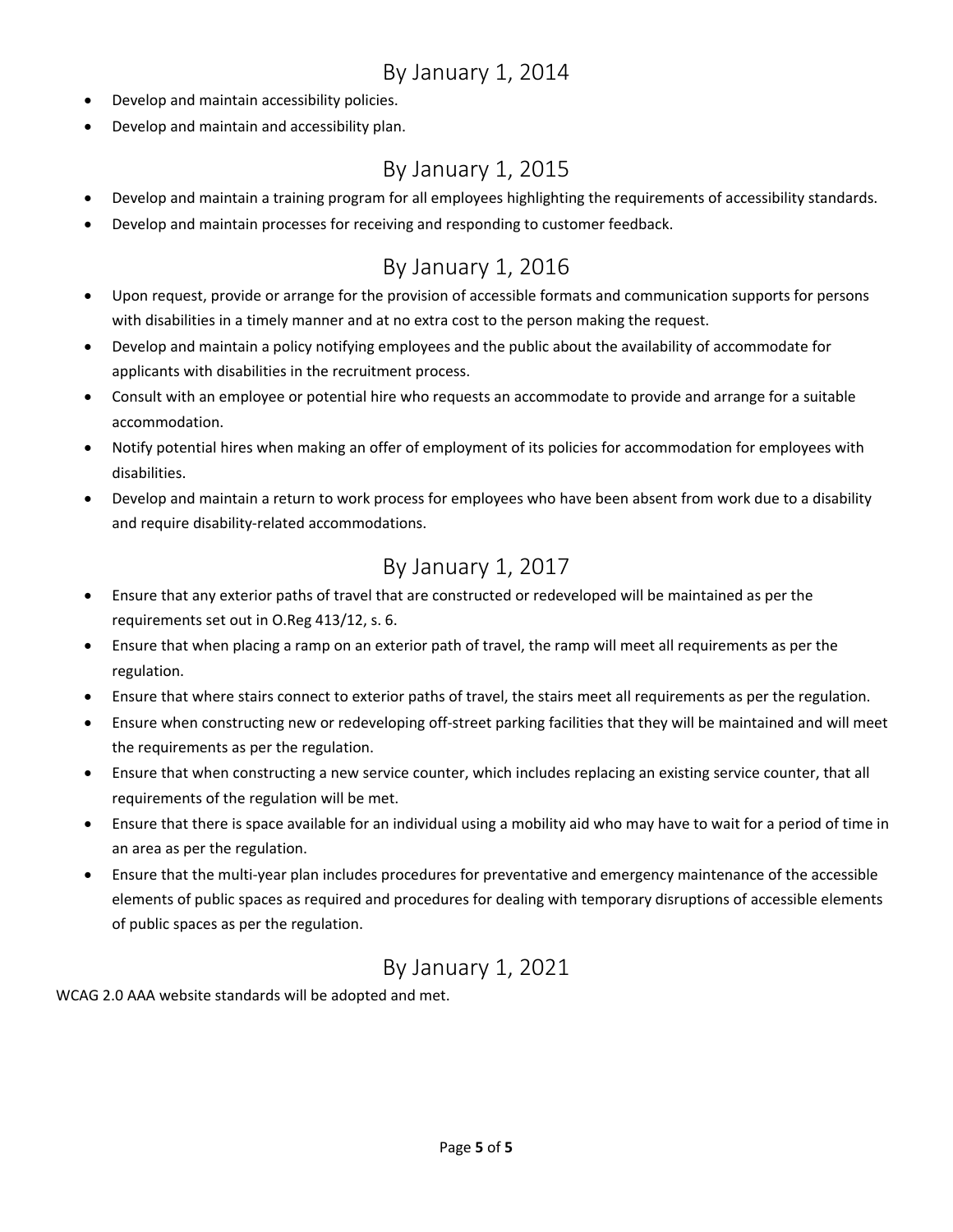## By January 1, 2014

- Develop and maintain accessibility policies.
- Develop and maintain and accessibility plan.

## By January 1, 2015

- Develop and maintain a training program for all employees highlighting the requirements of accessibility standards.
- Develop and maintain processes for receiving and responding to customer feedback.

## By January 1, 2016

- Upon request, provide or arrange for the provision of accessible formats and communication supports for persons with disabilities in a timely manner and at no extra cost to the person making the request.
- Develop and maintain a policy notifying employees and the public about the availability of accommodate for applicants with disabilities in the recruitment process.
- Consult with an employee or potential hire who requests an accommodate to provide and arrange for a suitable accommodation.
- Notify potential hires when making an offer of employment of its policies for accommodation for employees with disabilities.
- Develop and maintain a return to work process for employees who have been absent from work due to a disability and require disability-related accommodations.

## By January 1, 2017

- Ensure that any exterior paths of travel that are constructed or redeveloped will be maintained as per the requirements set out in O.Reg 413/12, s. 6.
- Ensure that when placing a ramp on an exterior path of travel, the ramp will meet all requirements as per the regulation.
- Ensure that where stairs connect to exterior paths of travel, the stairs meet all requirements as per the regulation.
- Ensure when constructing new or redeveloping off-street parking facilities that they will be maintained and will meet the requirements as per the regulation.
- Ensure that when constructing a new service counter, which includes replacing an existing service counter, that all requirements of the regulation will be met.
- Ensure that there is space available for an individual using a mobility aid who may have to wait for a period of time in an area as per the regulation.
- Ensure that the multi-year plan includes procedures for preventative and emergency maintenance of the accessible elements of public spaces as required and procedures for dealing with temporary disruptions of accessible elements of public spaces as per the regulation.

## By January 1, 2021

WCAG 2.0 AAA website standards will be adopted and met.